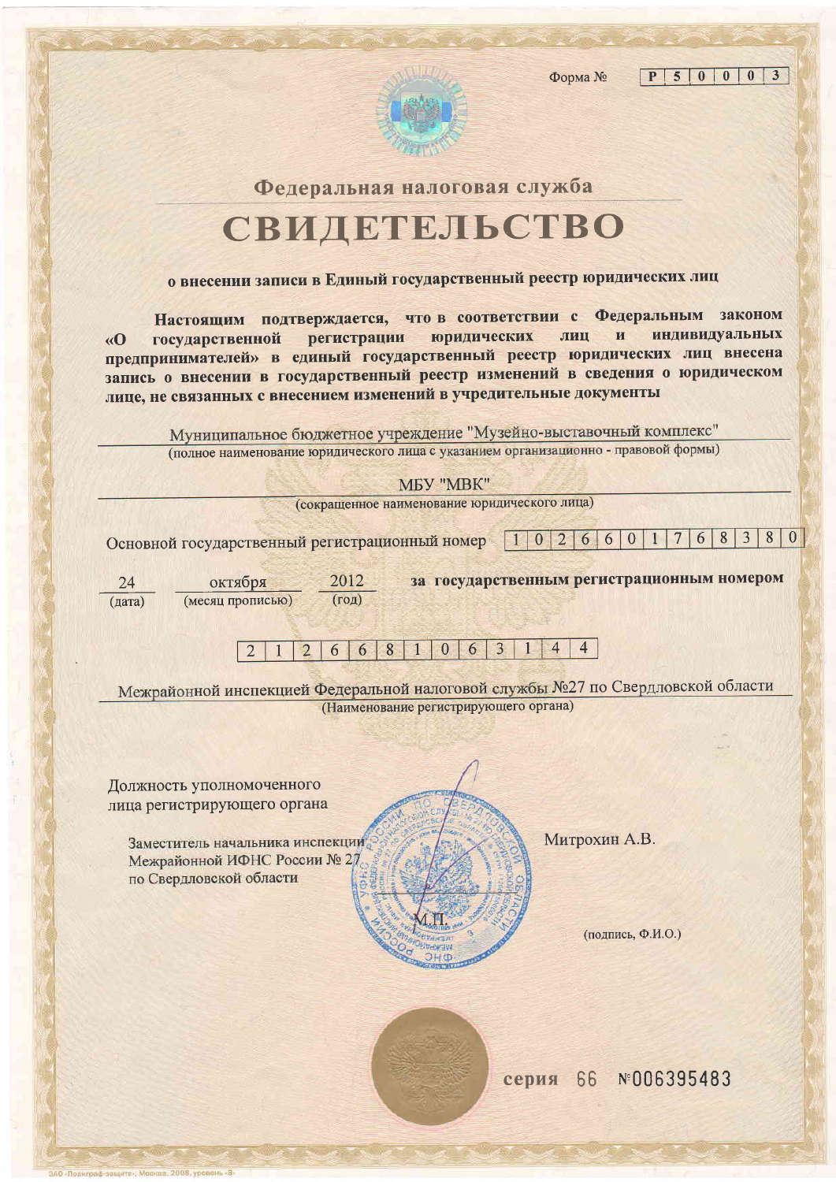Форма № Р50003

Федеральная налоговая служба

# СВИДЕТЕЛЬСТВО

**о внесении записи в Единый государственный реестр юридических лиц**

**Настоящим подтверждается, что в соответствии с Федеральным законом «О государственной регистрации юридических лиц и индивидуальных предпринимателей» в единый государственный реестр юридических лиц внесена запись о внесении в государственный реестр изменений в сведения о юридическом лице, не связанных с внесением изменений в учредительные документы**

Муниципальное бюджетное учреждение "Музейно-выставочный комплекс"
(полное наименование юридического лица с указанием организационно - правовой формы)

МБУ "МВК"
(сокращенное наименование юридического лица)

Основной государственный регистрационный номер 1026601768380

24 (дата) октября (месяц прописью) 2012 (год) **за государственным регистрационным номером**

2126681063144

Межрайонной инспекцией Федеральной налоговой службы №27 по Свердловской области
(Наименование регистрирующего органа)

Должность уполномоченного лица регистрирующего органа

Заместитель начальника инспекции Межрайонной ИФНС России № 27 по Свердловской области

М.П.

Митрохин А.В.

(подпись, Ф.И.О.)

серия 66 №006395483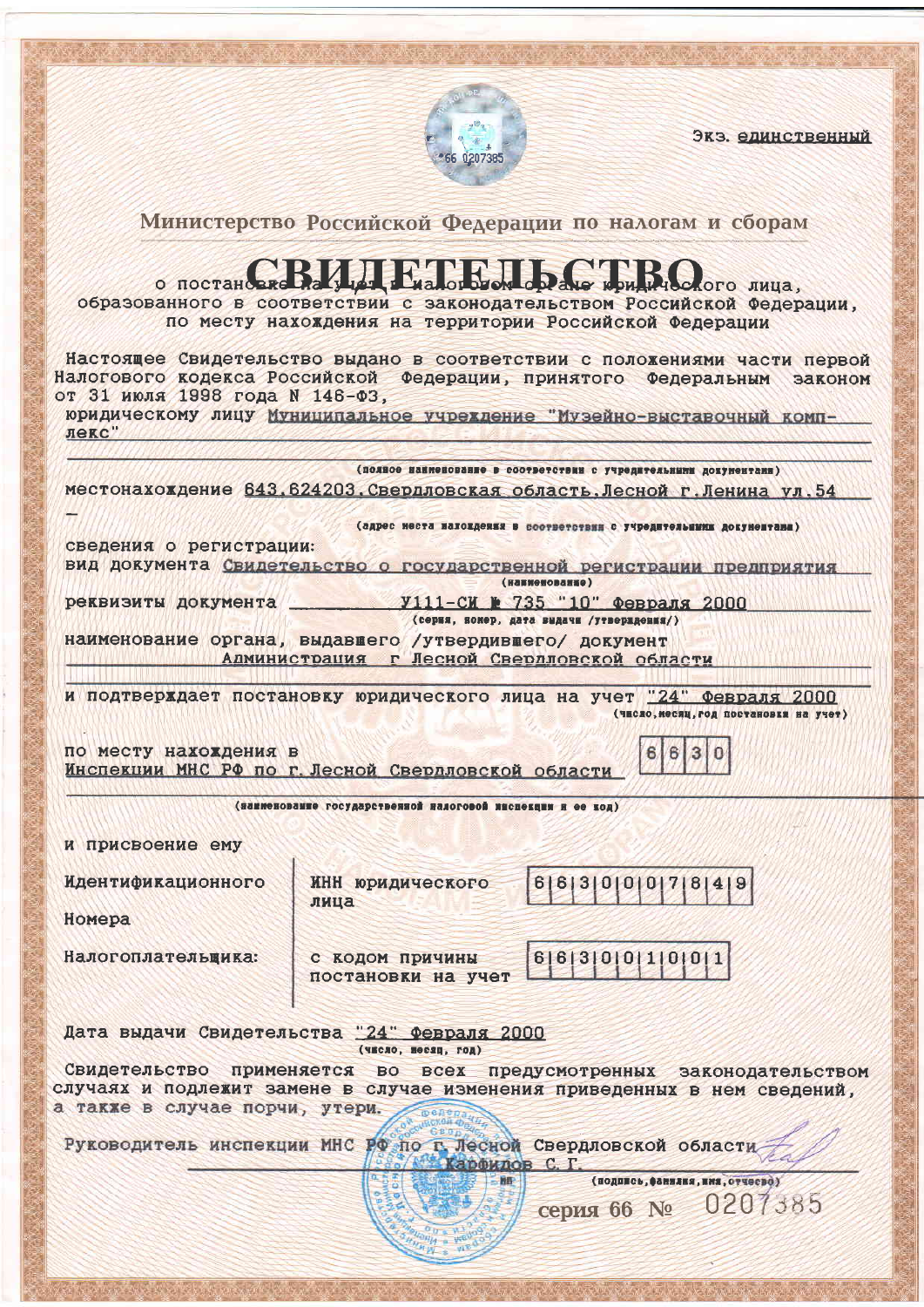Экз. единственный

Министерство Российской Федерации по налогам и сборам

# СВИДЕТЕЛЬСТВО

о постановке на учет в налоговом органе юридического лица, образованного в соответствии с законодательством Российской Федерации, по месту нахождения на территории Российской Федерации

Настоящее Свидетельство выдано в соответствии с положениями части первой Налогового кодекса Российской Федерации, принятого Федеральным законом от 31 июля 1998 года N 146-ФЗ,

юридическому лицу Муниципальное учреждение "Музейно-выставочный комплекс"

(полное наименование в соответствии с учредительными документами)

местонахождение 643,624203,Свердловская область,Лесной г,Ленина ул,54

(адрес места нахождения в соответствии с учредительными документами)

сведения о регистрации:

вид документа Свидетельство о государственной регистрации предприятия

(наименование)

реквизиты документа У111-СИ № 735 "10" Февраля 2000

(серия, номер, дата выдачи /утверждения/)

наименование органа, выдавшего /утвердившего/ документ Администрация г Лесной Свердловской области

и подтверждает постановку юридического лица на учет "24" Февраля 2000

(число,месяц,год постановки на учет)

по месту нахождения в Инспекции МНС РФ по г.Лесной Свердловской области 6630

(наименование государственной налоговой инспекции и ее код)

и присвоение ему

| | | |
|---|---|---|
| Идентификационного Номера | ИНН юридического лица | 6630007849 |
| Налогоплательщика: | с кодом причины постановки на учет | 663001001 |

Дата выдачи Свидетельства "24" Февраля 2000

(число, месяц, год)

Свидетельство применяется во всех предусмотренных законодательством случаях и подлежит замене в случае изменения приведенных в нем сведений, а также в случае порчи, утери.

Руководитель инспекции МНС РФ по г.Лесной Свердловской области

Карфидов С. Г.

(подпись,фамилия,имя,отчество)

МП

серия 66 № 0207385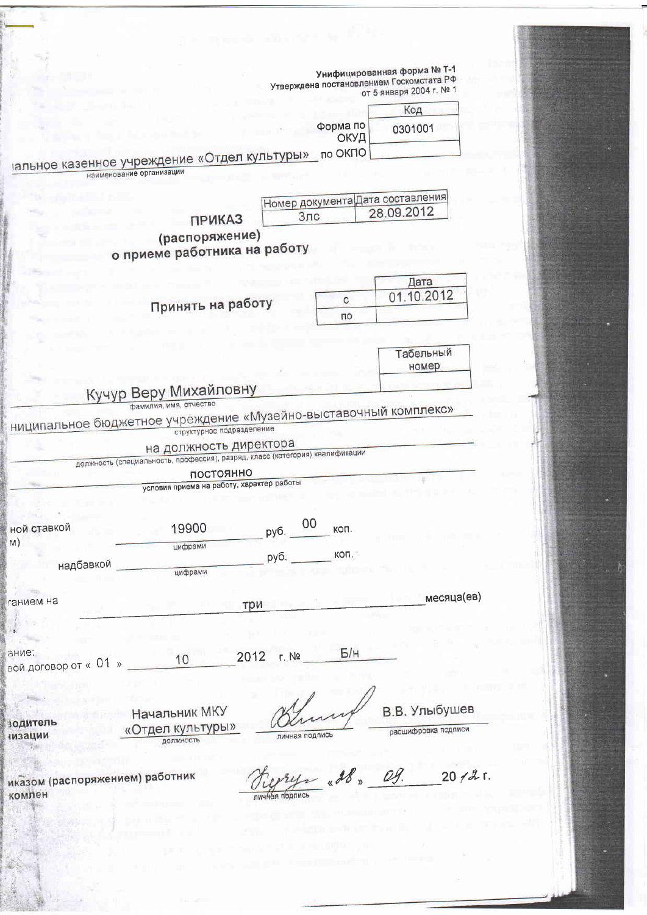Унифицированная форма № Т-1
Утверждена постановлением Госкомстата РФ
от 5 января 2004 г. № 1

| | Код |
|---|---|
| Форма по ОКУД | 0301001 |
| по ОКПО | |

альное казенное учреждение «Отдел культуры»
наименование организации

| Номер документа | Дата составления |
|---|---|
| 3лс | 28.09.2012 |

## ПРИКАЗ
## (распоряжение)
## о приеме работника на работу

**Принять на работу**

| | Дата |
|---|---|
| с | 01.10.2012 |
| по | |

| Табельный номер |
|---|
| |

Кучур Веру Михайловну
фамилия, имя, отчество

ниципальное бюджетное учреждение «Музейно-выставочный комплекс»
структурное подразделение

на должность директора
должность (специальность, профессия), разряд, класс (категория) квалификации

постоянно
условия приема на работу, характер работы

ной ставкой м) 19900 руб. 00 коп.
цифрами

надбавкой ______ руб. ____ коп.
цифрами

ганием на три месяца(ев)

ание:
вой договор от « 01 » 10 2012 г. № Б/н

зодитель изации Начальник МКУ «Отдел культуры» [подпись] В.В. Улыбушев
должность личная подпись расшифровка подписи

иказом (распоряжением) работник комлен [подпись] « 28 » 09. 20 12 г.
личная подпись